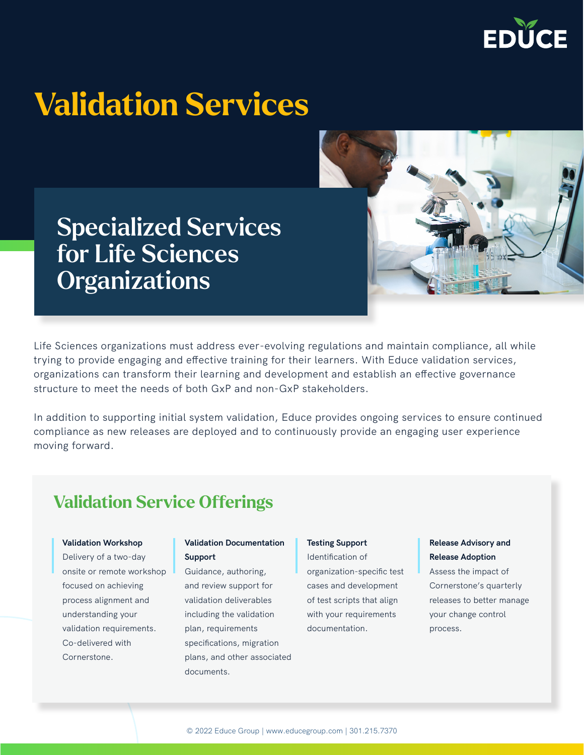EDUCE

# Validation Services

## Specialized Services for Life Sciences Organizations

Life Sciences organizations must address ever-evolving regulations and maintain compliance, all while trying to provide engaging and effective training for their learners. With Educe validation services, organizations can transform their learning and development and establish an effective governance structure to meet the needs of both GxP and non-GxP stakeholders.

In addition to supporting initial system validation, Educe provides ongoing services to ensure continued compliance as new releases are deployed and to continuously provide an engaging user experience moving forward.

## Validation Service Offerings

**Validation Workshop**
Delivery of a two-day onsite or remote workshop focused on achieving process alignment and understanding your validation requirements. Co-delivered with Cornerstone.

**Validation Documentation Support**
Guidance, authoring, and review support for validation deliverables including the validation plan, requirements specifications, migration plans, and other associated documents.

**Testing Support**
Identification of organization-specific test cases and development of test scripts that align with your requirements documentation.

**Release Advisory and Release Adoption**
Assess the impact of Cornerstone's quarterly releases to better manage your change control process.

© 2022 Educe Group | www.educegroup.com | 301.215.7370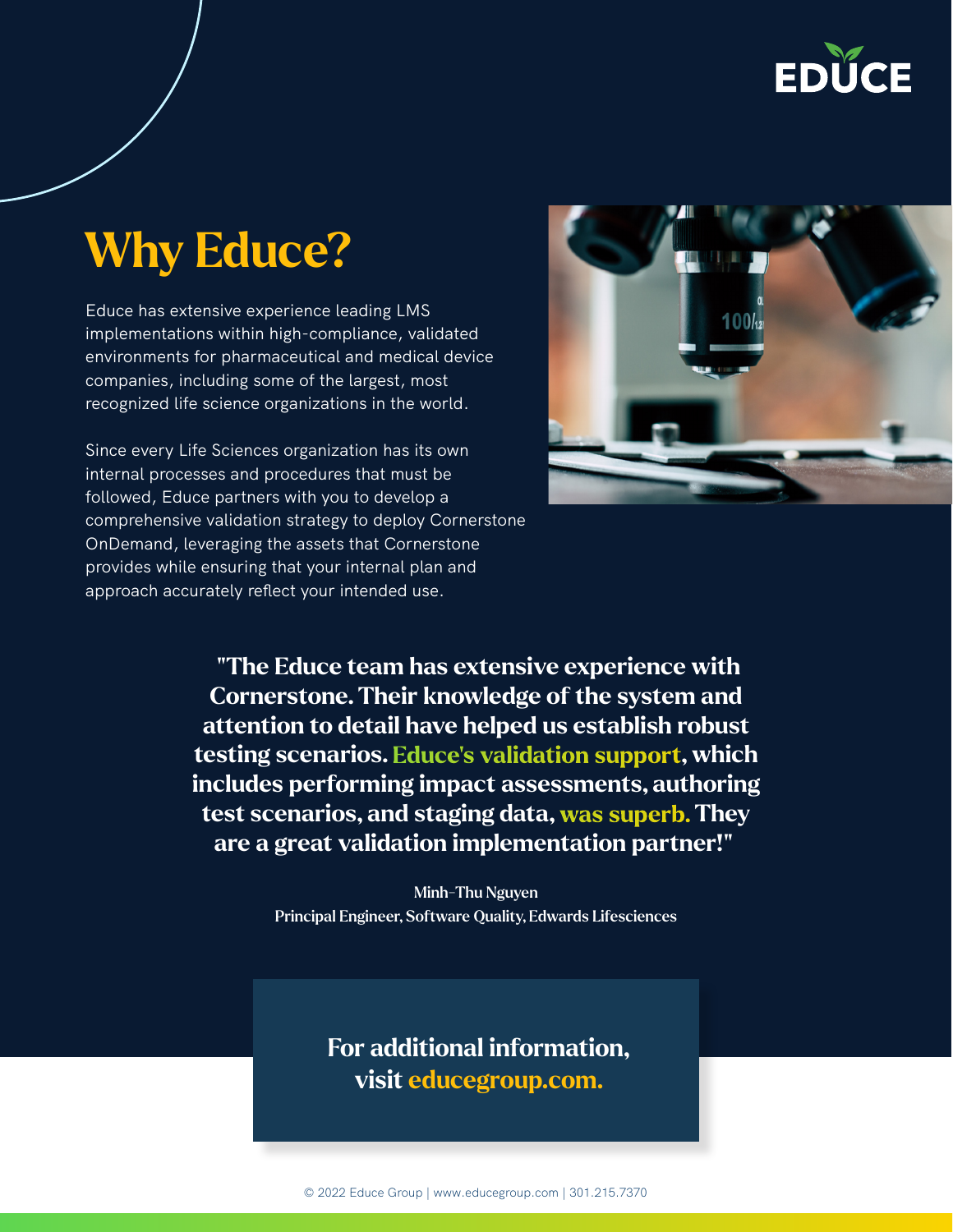# Why Educe?

Educe has extensive experience leading LMS implementations within high-compliance, validated environments for pharmaceutical and medical device companies, including some of the largest, most recognized life science organizations in the world.

Since every Life Sciences organization has its own internal processes and procedures that must be followed, Educe partners with you to develop a comprehensive validation strategy to deploy Cornerstone OnDemand, leveraging the assets that Cornerstone provides while ensuring that your internal plan and approach accurately reflect your intended use.

**"The Educe team has extensive experience with Cornerstone. Their knowledge of the system and attention to detail have helped us establish robust testing scenarios. Educe's validation support, which includes performing impact assessments, authoring test scenarios, and staging data, was superb. They are a great validation implementation partner!"**

**Minh-Thu Nguyen**
**Principal Engineer, Software Quality, Edwards Lifesciences**

**For additional information, visit educegroup.com.**

© 2022 Educe Group | www.educegroup.com | 301.215.7370